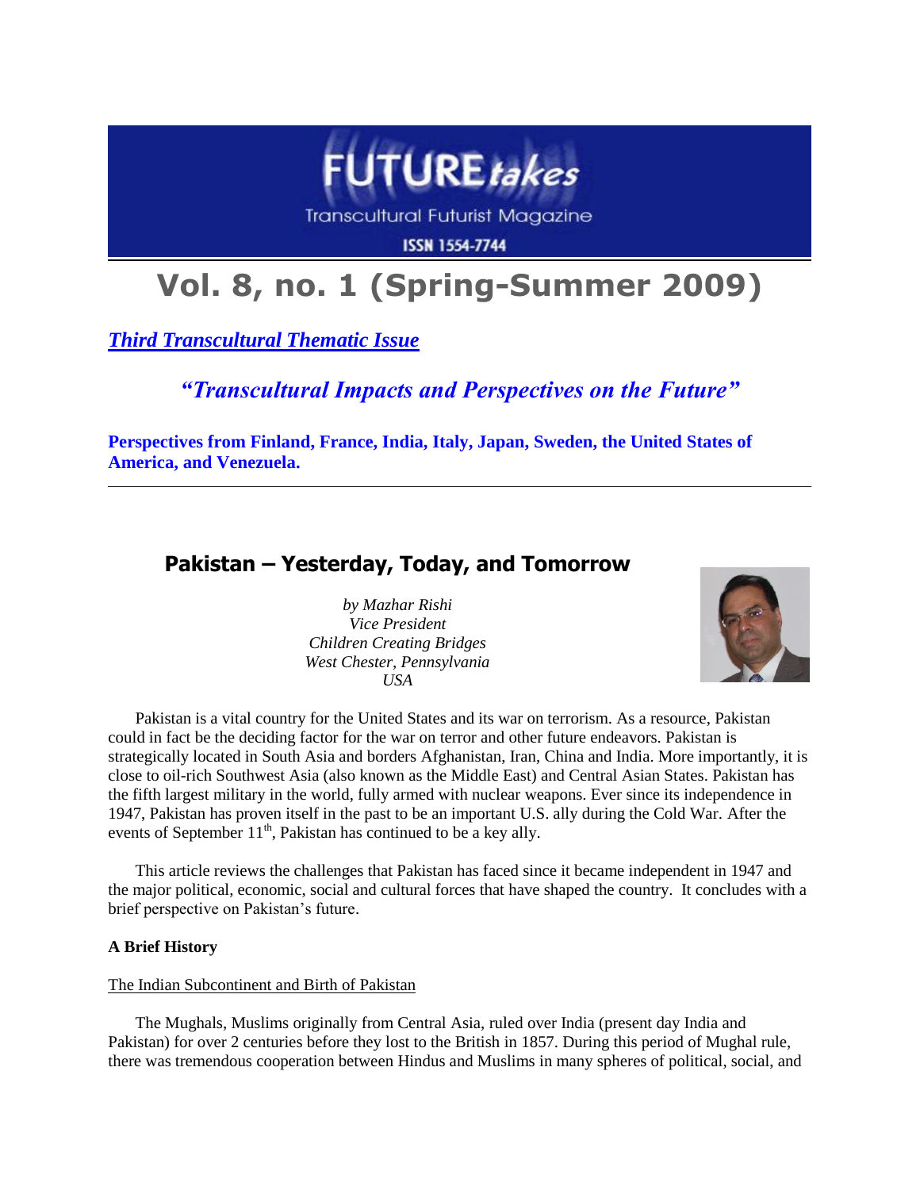# FUTURE*takes*

Transcultural Futurist Magazine

ISSN 1554-7744

# Vol. 8, no. 1 (Spring-Summer 2009)

***Third Transcultural Thematic Issue***

***"Transcultural Impacts and Perspectives on the Future"***

**Perspectives from Finland, France, India, Italy, Japan, Sweden, the United States of America, and Venezuela.**

---

## Pakistan – Yesterday, Today, and Tomorrow

*by Mazhar Rishi*
*Vice President*
*Children Creating Bridges*
*West Chester, Pennsylvania*
*USA*

Pakistan is a vital country for the United States and its war on terrorism. As a resource, Pakistan could in fact be the deciding factor for the war on terror and other future endeavors. Pakistan is strategically located in South Asia and borders Afghanistan, Iran, China and India. More importantly, it is close to oil-rich Southwest Asia (also known as the Middle East) and Central Asian States. Pakistan has the fifth largest military in the world, fully armed with nuclear weapons. Ever since its independence in 1947, Pakistan has proven itself in the past to be an important U.S. ally during the Cold War. After the events of September 11th, Pakistan has continued to be a key ally.

This article reviews the challenges that Pakistan has faced since it became independent in 1947 and the major political, economic, social and cultural forces that have shaped the country. It concludes with a brief perspective on Pakistan's future.

**A Brief History**

The Indian Subcontinent and Birth of Pakistan

The Mughals, Muslims originally from Central Asia, ruled over India (present day India and Pakistan) for over 2 centuries before they lost to the British in 1857. During this period of Mughal rule, there was tremendous cooperation between Hindus and Muslims in many spheres of political, social, and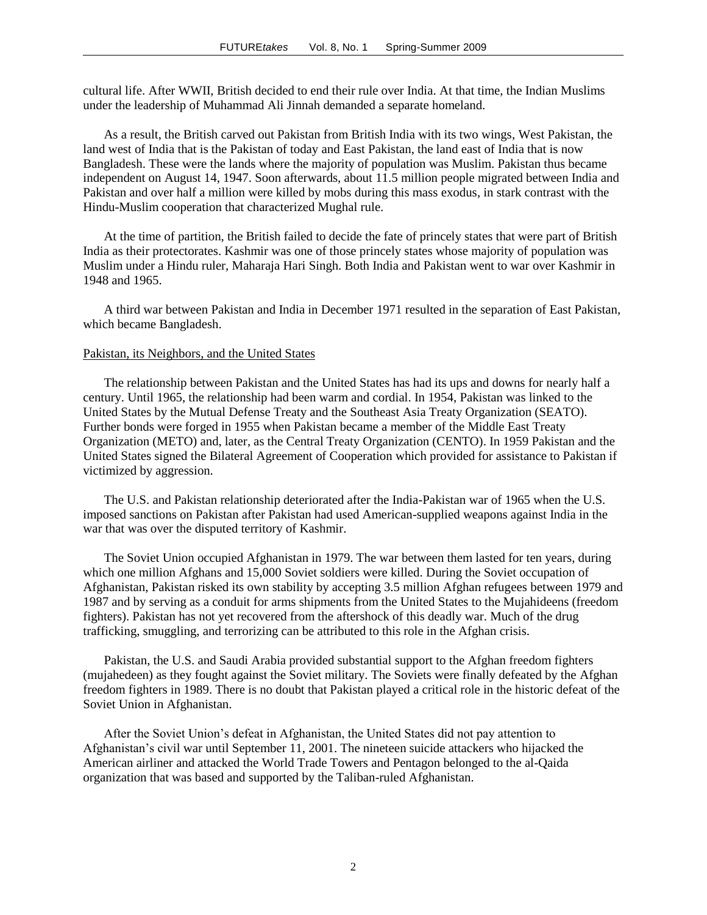cultural life. After WWII, British decided to end their rule over India. At that time, the Indian Muslims under the leadership of Muhammad Ali Jinnah demanded a separate homeland.

As a result, the British carved out Pakistan from British India with its two wings, West Pakistan, the land west of India that is the Pakistan of today and East Pakistan, the land east of India that is now Bangladesh. These were the lands where the majority of population was Muslim. Pakistan thus became independent on August 14, 1947. Soon afterwards, about 11.5 million people migrated between India and Pakistan and over half a million were killed by mobs during this mass exodus, in stark contrast with the Hindu-Muslim cooperation that characterized Mughal rule.

At the time of partition, the British failed to decide the fate of princely states that were part of British India as their protectorates. Kashmir was one of those princely states whose majority of population was Muslim under a Hindu ruler, Maharaja Hari Singh. Both India and Pakistan went to war over Kashmir in 1948 and 1965.

A third war between Pakistan and India in December 1971 resulted in the separation of East Pakistan, which became Bangladesh.

## Pakistan, its Neighbors, and the United States

The relationship between Pakistan and the United States has had its ups and downs for nearly half a century. Until 1965, the relationship had been warm and cordial. In 1954, Pakistan was linked to the United States by the Mutual Defense Treaty and the Southeast Asia Treaty Organization (SEATO). Further bonds were forged in 1955 when Pakistan became a member of the Middle East Treaty Organization (METO) and, later, as the Central Treaty Organization (CENTO). In 1959 Pakistan and the United States signed the Bilateral Agreement of Cooperation which provided for assistance to Pakistan if victimized by aggression.

The U.S. and Pakistan relationship deteriorated after the India-Pakistan war of 1965 when the U.S. imposed sanctions on Pakistan after Pakistan had used American-supplied weapons against India in the war that was over the disputed territory of Kashmir.

The Soviet Union occupied Afghanistan in 1979. The war between them lasted for ten years, during which one million Afghans and 15,000 Soviet soldiers were killed. During the Soviet occupation of Afghanistan, Pakistan risked its own stability by accepting 3.5 million Afghan refugees between 1979 and 1987 and by serving as a conduit for arms shipments from the United States to the Mujahideens (freedom fighters). Pakistan has not yet recovered from the aftershock of this deadly war. Much of the drug trafficking, smuggling, and terrorizing can be attributed to this role in the Afghan crisis.

Pakistan, the U.S. and Saudi Arabia provided substantial support to the Afghan freedom fighters (mujahedeen) as they fought against the Soviet military. The Soviets were finally defeated by the Afghan freedom fighters in 1989. There is no doubt that Pakistan played a critical role in the historic defeat of the Soviet Union in Afghanistan.

After the Soviet Union's defeat in Afghanistan, the United States did not pay attention to Afghanistan's civil war until September 11, 2001. The nineteen suicide attackers who hijacked the American airliner and attacked the World Trade Towers and Pentagon belonged to the al-Qaida organization that was based and supported by the Taliban-ruled Afghanistan.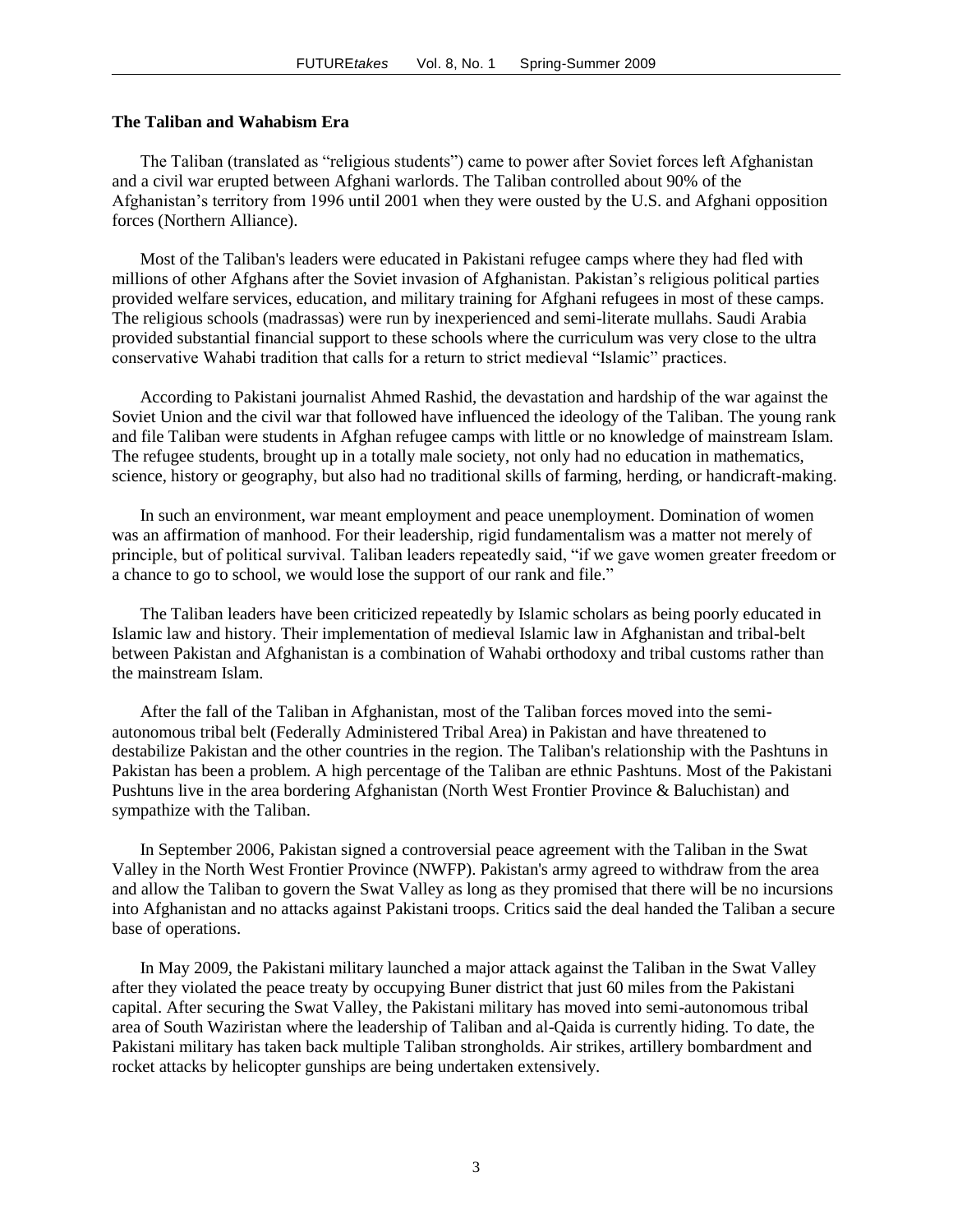### The Taliban and Wahabism Era

The Taliban (translated as "religious students") came to power after Soviet forces left Afghanistan and a civil war erupted between Afghani warlords. The Taliban controlled about 90% of the Afghanistan's territory from 1996 until 2001 when they were ousted by the U.S. and Afghani opposition forces (Northern Alliance).

Most of the Taliban's leaders were educated in Pakistani refugee camps where they had fled with millions of other Afghans after the Soviet invasion of Afghanistan. Pakistan's religious political parties provided welfare services, education, and military training for Afghani refugees in most of these camps. The religious schools (madrassas) were run by inexperienced and semi-literate mullahs. Saudi Arabia provided substantial financial support to these schools where the curriculum was very close to the ultra conservative Wahabi tradition that calls for a return to strict medieval "Islamic" practices.

According to Pakistani journalist Ahmed Rashid, the devastation and hardship of the war against the Soviet Union and the civil war that followed have influenced the ideology of the Taliban. The young rank and file Taliban were students in Afghan refugee camps with little or no knowledge of mainstream Islam. The refugee students, brought up in a totally male society, not only had no education in mathematics, science, history or geography, but also had no traditional skills of farming, herding, or handicraft-making.

In such an environment, war meant employment and peace unemployment. Domination of women was an affirmation of manhood. For their leadership, rigid fundamentalism was a matter not merely of principle, but of political survival. Taliban leaders repeatedly said, "if we gave women greater freedom or a chance to go to school, we would lose the support of our rank and file."

The Taliban leaders have been criticized repeatedly by Islamic scholars as being poorly educated in Islamic law and history. Their implementation of medieval Islamic law in Afghanistan and tribal-belt between Pakistan and Afghanistan is a combination of Wahabi orthodoxy and tribal customs rather than the mainstream Islam.

After the fall of the Taliban in Afghanistan, most of the Taliban forces moved into the semi-autonomous tribal belt (Federally Administered Tribal Area) in Pakistan and have threatened to destabilize Pakistan and the other countries in the region. The Taliban's relationship with the Pashtuns in Pakistan has been a problem. A high percentage of the Taliban are ethnic Pashtuns. Most of the Pakistani Pushtuns live in the area bordering Afghanistan (North West Frontier Province & Baluchistan) and sympathize with the Taliban.

In September 2006, Pakistan signed a controversial peace agreement with the Taliban in the Swat Valley in the North West Frontier Province (NWFP). Pakistan's army agreed to withdraw from the area and allow the Taliban to govern the Swat Valley as long as they promised that there will be no incursions into Afghanistan and no attacks against Pakistani troops. Critics said the deal handed the Taliban a secure base of operations.

In May 2009, the Pakistani military launched a major attack against the Taliban in the Swat Valley after they violated the peace treaty by occupying Buner district that just 60 miles from the Pakistani capital. After securing the Swat Valley, the Pakistani military has moved into semi-autonomous tribal area of South Waziristan where the leadership of Taliban and al-Qaida is currently hiding. To date, the Pakistani military has taken back multiple Taliban strongholds. Air strikes, artillery bombardment and rocket attacks by helicopter gunships are being undertaken extensively.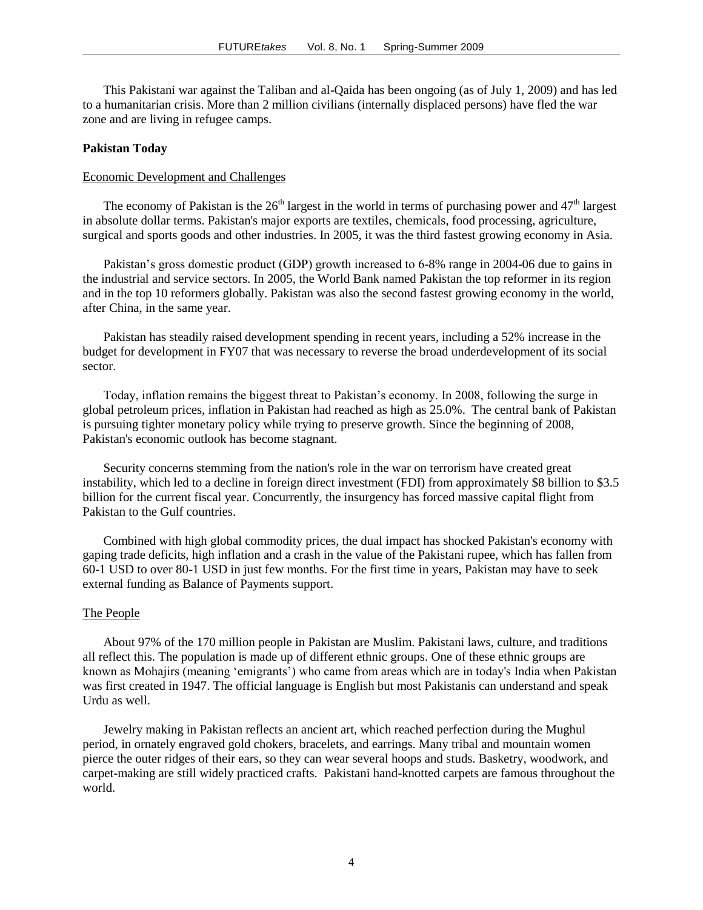This Pakistani war against the Taliban and al-Qaida has been ongoing (as of July 1, 2009) and has led to a humanitarian crisis. More than 2 million civilians (internally displaced persons) have fled the war zone and are living in refugee camps.

**Pakistan Today**

Economic Development and Challenges

The economy of Pakistan is the 26th largest in the world in terms of purchasing power and 47th largest in absolute dollar terms. Pakistan's major exports are textiles, chemicals, food processing, agriculture, surgical and sports goods and other industries. In 2005, it was the third fastest growing economy in Asia.

Pakistan's gross domestic product (GDP) growth increased to 6-8% range in 2004-06 due to gains in the industrial and service sectors. In 2005, the World Bank named Pakistan the top reformer in its region and in the top 10 reformers globally. Pakistan was also the second fastest growing economy in the world, after China, in the same year.

Pakistan has steadily raised development spending in recent years, including a 52% increase in the budget for development in FY07 that was necessary to reverse the broad underdevelopment of its social sector.

Today, inflation remains the biggest threat to Pakistan's economy. In 2008, following the surge in global petroleum prices, inflation in Pakistan had reached as high as 25.0%. The central bank of Pakistan is pursuing tighter monetary policy while trying to preserve growth. Since the beginning of 2008, Pakistan's economic outlook has become stagnant.

Security concerns stemming from the nation's role in the war on terrorism have created great instability, which led to a decline in foreign direct investment (FDI) from approximately $8 billion to $3.5 billion for the current fiscal year. Concurrently, the insurgency has forced massive capital flight from Pakistan to the Gulf countries.

Combined with high global commodity prices, the dual impact has shocked Pakistan's economy with gaping trade deficits, high inflation and a crash in the value of the Pakistani rupee, which has fallen from 60-1 USD to over 80-1 USD in just few months. For the first time in years, Pakistan may have to seek external funding as Balance of Payments support.

The People

About 97% of the 170 million people in Pakistan are Muslim. Pakistani laws, culture, and traditions all reflect this. The population is made up of different ethnic groups. One of these ethnic groups are known as Mohajirs (meaning 'emigrants') who came from areas which are in today's India when Pakistan was first created in 1947. The official language is English but most Pakistanis can understand and speak Urdu as well.

Jewelry making in Pakistan reflects an ancient art, which reached perfection during the Mughul period, in ornately engraved gold chokers, bracelets, and earrings. Many tribal and mountain women pierce the outer ridges of their ears, so they can wear several hoops and studs. Basketry, woodwork, and carpet-making are still widely practiced crafts. Pakistani hand-knotted carpets are famous throughout the world.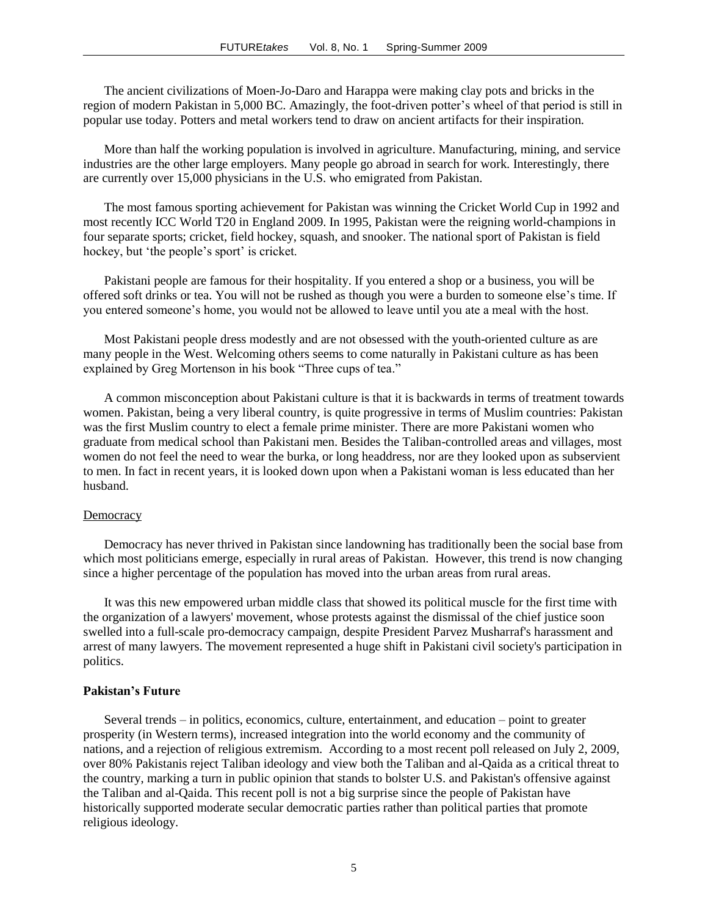The ancient civilizations of Moen-Jo-Daro and Harappa were making clay pots and bricks in the region of modern Pakistan in 5,000 BC. Amazingly, the foot-driven potter's wheel of that period is still in popular use today. Potters and metal workers tend to draw on ancient artifacts for their inspiration.

More than half the working population is involved in agriculture. Manufacturing, mining, and service industries are the other large employers. Many people go abroad in search for work. Interestingly, there are currently over 15,000 physicians in the U.S. who emigrated from Pakistan.

The most famous sporting achievement for Pakistan was winning the Cricket World Cup in 1992 and most recently ICC World T20 in England 2009. In 1995, Pakistan were the reigning world-champions in four separate sports; cricket, field hockey, squash, and snooker. The national sport of Pakistan is field hockey, but 'the people's sport' is cricket.

Pakistani people are famous for their hospitality. If you entered a shop or a business, you will be offered soft drinks or tea. You will not be rushed as though you were a burden to someone else's time. If you entered someone's home, you would not be allowed to leave until you ate a meal with the host.

Most Pakistani people dress modestly and are not obsessed with the youth-oriented culture as are many people in the West. Welcoming others seems to come naturally in Pakistani culture as has been explained by Greg Mortenson in his book "Three cups of tea."

A common misconception about Pakistani culture is that it is backwards in terms of treatment towards women. Pakistan, being a very liberal country, is quite progressive in terms of Muslim countries: Pakistan was the first Muslim country to elect a female prime minister. There are more Pakistani women who graduate from medical school than Pakistani men. Besides the Taliban-controlled areas and villages, most women do not feel the need to wear the burka, or long headdress, nor are they looked upon as subservient to men. In fact in recent years, it is looked down upon when a Pakistani woman is less educated than her husband.

Democracy

Democracy has never thrived in Pakistan since landowning has traditionally been the social base from which most politicians emerge, especially in rural areas of Pakistan. However, this trend is now changing since a higher percentage of the population has moved into the urban areas from rural areas.

It was this new empowered urban middle class that showed its political muscle for the first time with the organization of a lawyers' movement, whose protests against the dismissal of the chief justice soon swelled into a full-scale pro-democracy campaign, despite President Parvez Musharraf's harassment and arrest of many lawyers. The movement represented a huge shift in Pakistani civil society's participation in politics.

## Pakistan's Future

Several trends – in politics, economics, culture, entertainment, and education – point to greater prosperity (in Western terms), increased integration into the world economy and the community of nations, and a rejection of religious extremism. According to a most recent poll released on July 2, 2009, over 80% Pakistanis reject Taliban ideology and view both the Taliban and al-Qaida as a critical threat to the country, marking a turn in public opinion that stands to bolster U.S. and Pakistan's offensive against the Taliban and al-Qaida. This recent poll is not a big surprise since the people of Pakistan have historically supported moderate secular democratic parties rather than political parties that promote religious ideology.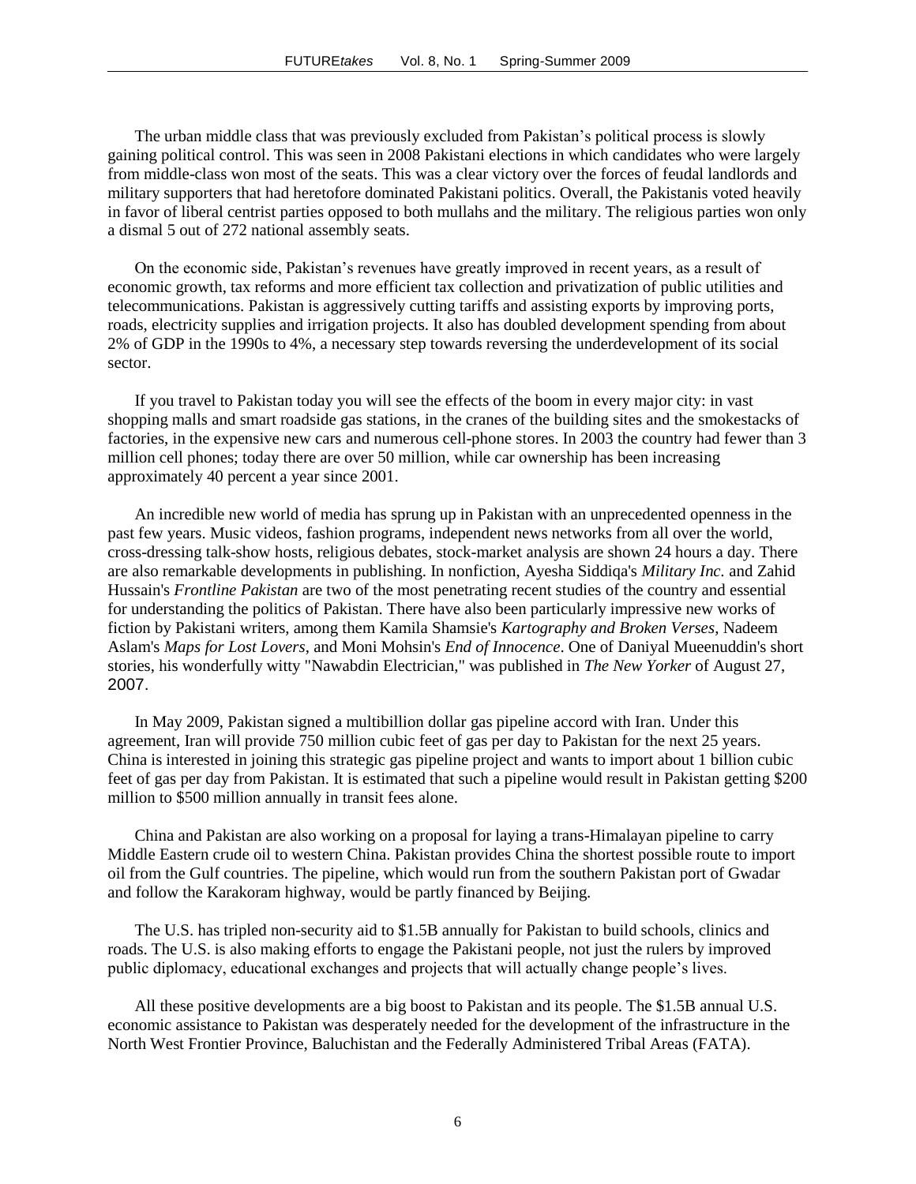The urban middle class that was previously excluded from Pakistan's political process is slowly gaining political control. This was seen in 2008 Pakistani elections in which candidates who were largely from middle-class won most of the seats. This was a clear victory over the forces of feudal landlords and military supporters that had heretofore dominated Pakistani politics. Overall, the Pakistanis voted heavily in favor of liberal centrist parties opposed to both mullahs and the military. The religious parties won only a dismal 5 out of 272 national assembly seats.

On the economic side, Pakistan's revenues have greatly improved in recent years, as a result of economic growth, tax reforms and more efficient tax collection and privatization of public utilities and telecommunications. Pakistan is aggressively cutting tariffs and assisting exports by improving ports, roads, electricity supplies and irrigation projects. It also has doubled development spending from about 2% of GDP in the 1990s to 4%, a necessary step towards reversing the underdevelopment of its social sector.

If you travel to Pakistan today you will see the effects of the boom in every major city: in vast shopping malls and smart roadside gas stations, in the cranes of the building sites and the smokestacks of factories, in the expensive new cars and numerous cell-phone stores. In 2003 the country had fewer than 3 million cell phones; today there are over 50 million, while car ownership has been increasing approximately 40 percent a year since 2001.

An incredible new world of media has sprung up in Pakistan with an unprecedented openness in the past few years. Music videos, fashion programs, independent news networks from all over the world, cross-dressing talk-show hosts, religious debates, stock-market analysis are shown 24 hours a day. There are also remarkable developments in publishing. In nonfiction, Ayesha Siddiqa's *Military Inc.* and Zahid Hussain's *Frontline Pakistan* are two of the most penetrating recent studies of the country and essential for understanding the politics of Pakistan. There have also been particularly impressive new works of fiction by Pakistani writers, among them Kamila Shamsie's *Kartography and Broken Verses*, Nadeem Aslam's *Maps for Lost Lovers*, and Moni Mohsin's *End of Innocence*. One of Daniyal Mueenuddin's short stories, his wonderfully witty "Nawabdin Electrician," was published in *The New Yorker* of August 27, 2007.

In May 2009, Pakistan signed a multibillion dollar gas pipeline accord with Iran. Under this agreement, Iran will provide 750 million cubic feet of gas per day to Pakistan for the next 25 years. China is interested in joining this strategic gas pipeline project and wants to import about 1 billion cubic feet of gas per day from Pakistan. It is estimated that such a pipeline would result in Pakistan getting $200 million to $500 million annually in transit fees alone.

China and Pakistan are also working on a proposal for laying a trans-Himalayan pipeline to carry Middle Eastern crude oil to western China. Pakistan provides China the shortest possible route to import oil from the Gulf countries. The pipeline, which would run from the southern Pakistan port of Gwadar and follow the Karakoram highway, would be partly financed by Beijing.

The U.S. has tripled non-security aid to $1.5B annually for Pakistan to build schools, clinics and roads. The U.S. is also making efforts to engage the Pakistani people, not just the rulers by improved public diplomacy, educational exchanges and projects that will actually change people's lives.

All these positive developments are a big boost to Pakistan and its people. The $1.5B annual U.S. economic assistance to Pakistan was desperately needed for the development of the infrastructure in the North West Frontier Province, Baluchistan and the Federally Administered Tribal Areas (FATA).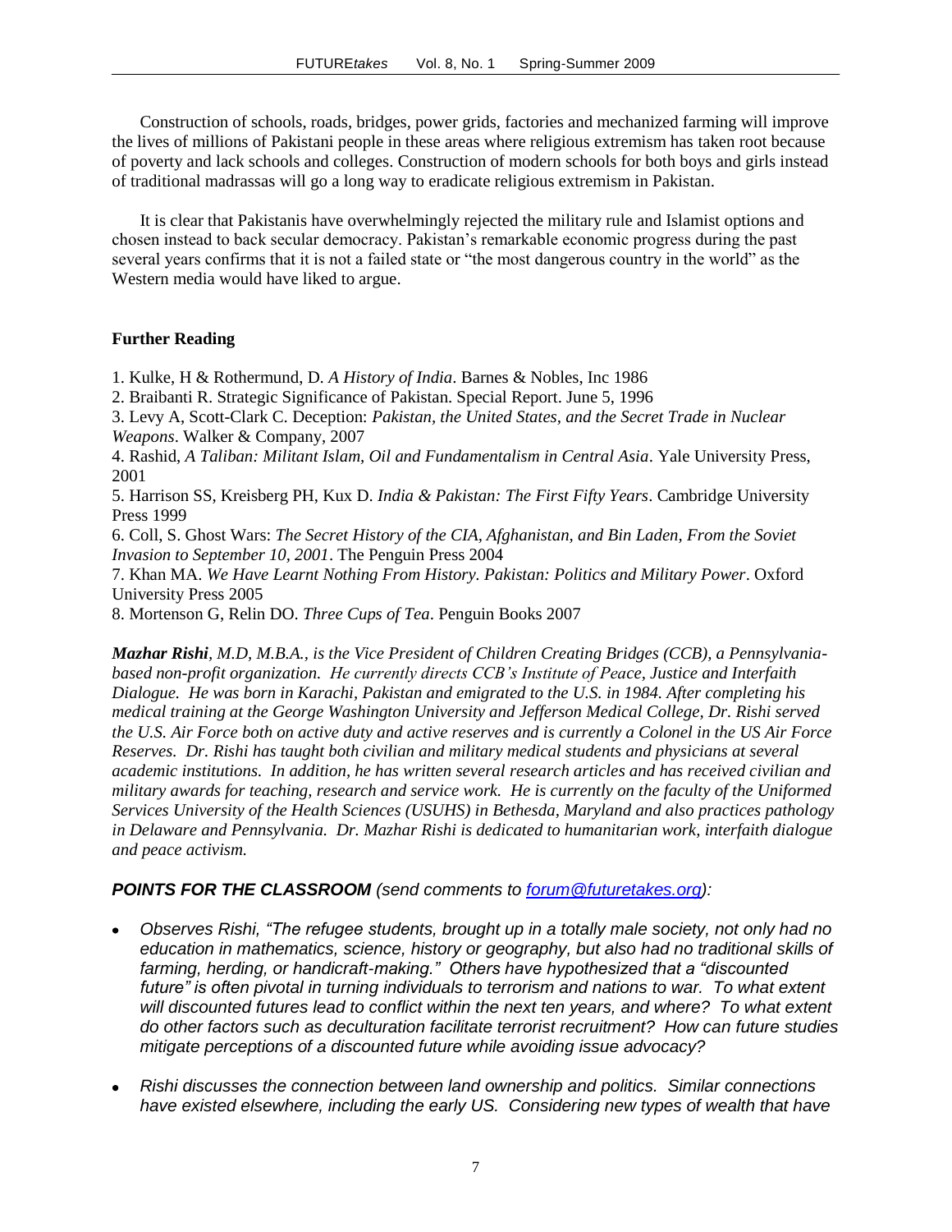Construction of schools, roads, bridges, power grids, factories and mechanized farming will improve the lives of millions of Pakistani people in these areas where religious extremism has taken root because of poverty and lack schools and colleges. Construction of modern schools for both boys and girls instead of traditional madrassas will go a long way to eradicate religious extremism in Pakistan.

It is clear that Pakistanis have overwhelmingly rejected the military rule and Islamist options and chosen instead to back secular democracy. Pakistan's remarkable economic progress during the past several years confirms that it is not a failed state or "the most dangerous country in the world" as the Western media would have liked to argue.

**Further Reading**

1. Kulke, H & Rothermund, D. *A History of India*. Barnes & Nobles, Inc 1986
2. Braibanti R. Strategic Significance of Pakistan. Special Report. June 5, 1996
3. Levy A, Scott-Clark C. Deception: *Pakistan, the United States, and the Secret Trade in Nuclear Weapons*. Walker & Company, 2007
4. Rashid, *A Taliban: Militant Islam, Oil and Fundamentalism in Central Asia*. Yale University Press, 2001
5. Harrison SS, Kreisberg PH, Kux D. *India & Pakistan: The First Fifty Years*. Cambridge University Press 1999
6. Coll, S. Ghost Wars: *The Secret History of the CIA, Afghanistan, and Bin Laden, From the Soviet Invasion to September 10, 2001*. The Penguin Press 2004
7. Khan MA. *We Have Learnt Nothing From History. Pakistan: Politics and Military Power*. Oxford University Press 2005
8. Mortenson G, Relin DO. *Three Cups of Tea*. Penguin Books 2007

***Mazhar Rishi****, M.D, M.B.A., is the Vice President of Children Creating Bridges (CCB), a Pennsylvania-based non-profit organization. He currently directs CCB's Institute of Peace, Justice and Interfaith Dialogue. He was born in Karachi, Pakistan and emigrated to the U.S. in 1984. After completing his medical training at the George Washington University and Jefferson Medical College, Dr. Rishi served the U.S. Air Force both on active duty and active reserves and is currently a Colonel in the US Air Force Reserves. Dr. Rishi has taught both civilian and military medical students and physicians at several academic institutions. In addition, he has written several research articles and has received civilian and military awards for teaching, research and service work. He is currently on the faculty of the Uniformed Services University of the Health Sciences (USUHS) in Bethesda, Maryland and also practices pathology in Delaware and Pennsylvania. Dr. Mazhar Rishi is dedicated to humanitarian work, interfaith dialogue and peace activism.*

***POINTS FOR THE CLASSROOM*** *(send comments to forum@futuretakes.org):*

- *Observes Rishi, "The refugee students, brought up in a totally male society, not only had no education in mathematics, science, history or geography, but also had no traditional skills of farming, herding, or handicraft-making." Others have hypothesized that a "discounted future" is often pivotal in turning individuals to terrorism and nations to war. To what extent will discounted futures lead to conflict within the next ten years, and where? To what extent do other factors such as deculturation facilitate terrorist recruitment? How can future studies mitigate perceptions of a discounted future while avoiding issue advocacy?*
- *Rishi discusses the connection between land ownership and politics. Similar connections have existed elsewhere, including the early US. Considering new types of wealth that have*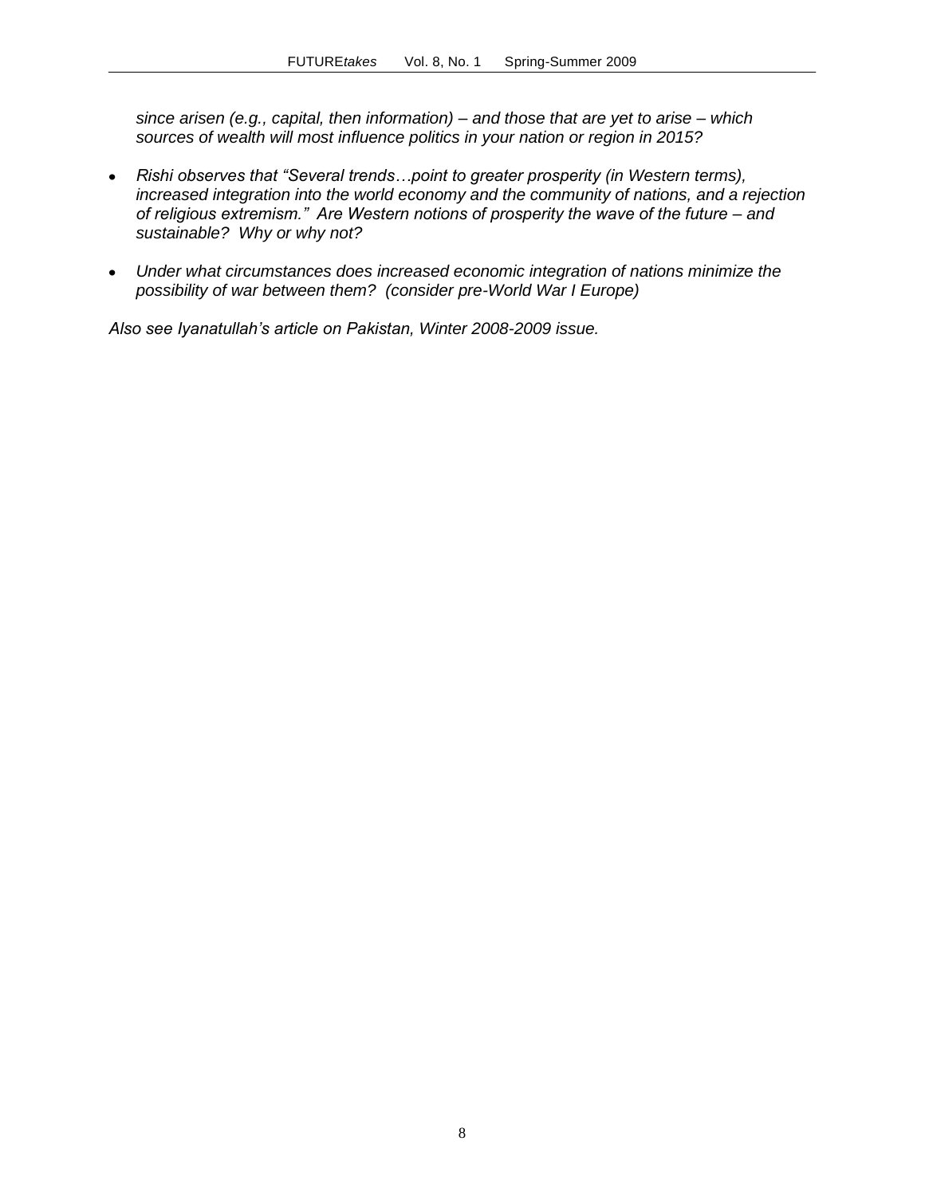*since arisen (e.g., capital, then information) – and those that are yet to arise – which sources of wealth will most influence politics in your nation or region in 2015?*

- *Rishi observes that "Several trends…point to greater prosperity (in Western terms), increased integration into the world economy and the community of nations, and a rejection of religious extremism." Are Western notions of prosperity the wave of the future – and sustainable? Why or why not?*

- *Under what circumstances does increased economic integration of nations minimize the possibility of war between them? (consider pre-World War I Europe)*

*Also see Iyanatullah's article on Pakistan, Winter 2008-2009 issue.*